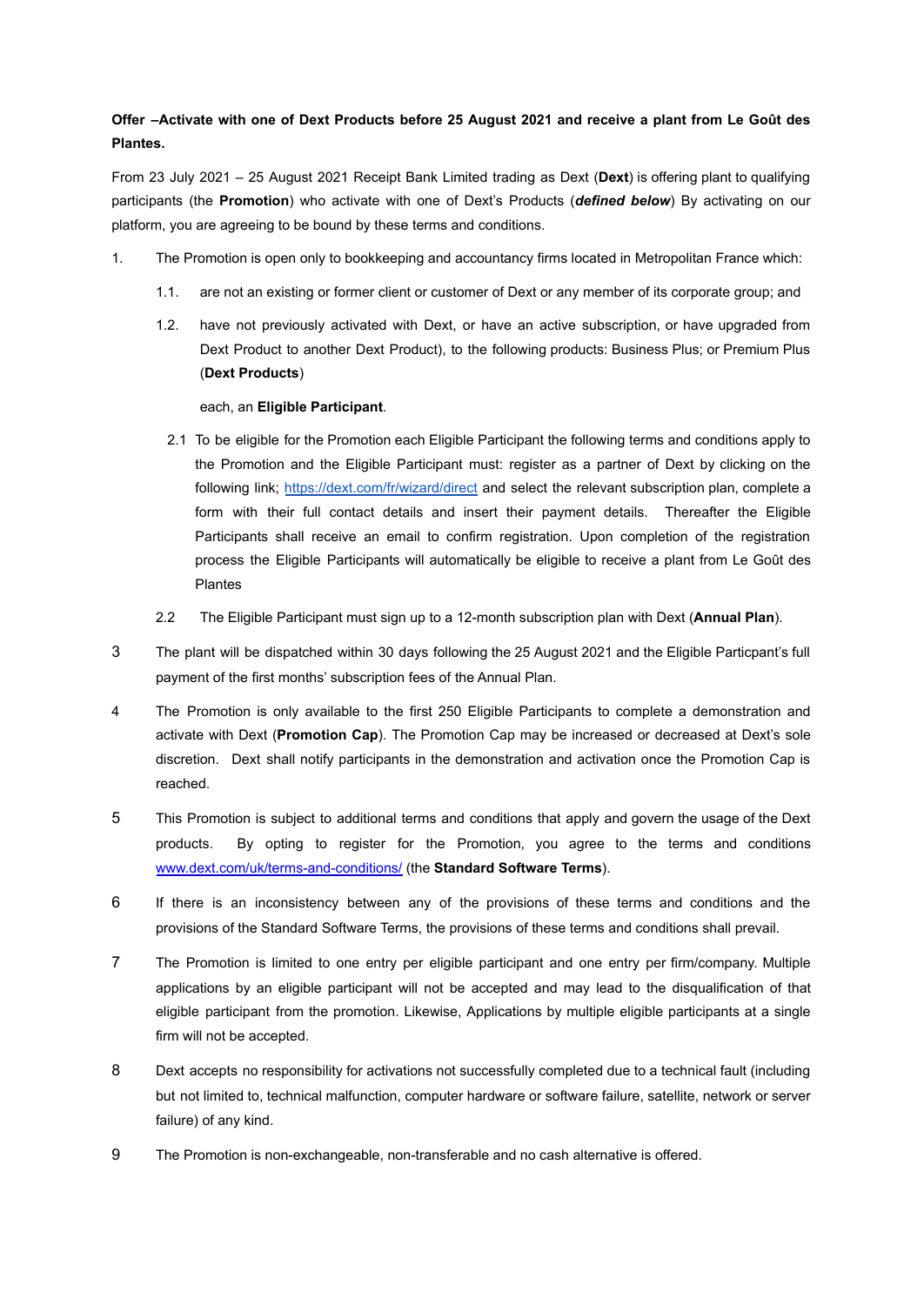**Offer –Activate with one of Dext Products before 25 August 2021 and receive a plant from Le Goût des Plantes.**

From 23 July 2021 – 25 August 2021 Receipt Bank Limited trading as Dext (**Dext**) is offering plant to qualifying participants (the **Promotion**) who activate with one of Dext's Products (***defined below***) By activating on our platform, you are agreeing to be bound by these terms and conditions.

1. The Promotion is open only to bookkeeping and accountancy firms located in Metropolitan France which:

   1.1. are not an existing or former client or customer of Dext or any member of its corporate group; and

   1.2. have not previously activated with Dext, or have an active subscription, or have upgraded from Dext Product to another Dext Product), to the following products: Business Plus; or Premium Plus (**Dext Products**)

   each, an **Eligible Participant**.

   2.1 To be eligible for the Promotion each Eligible Participant the following terms and conditions apply to the Promotion and the Eligible Participant must: register as a partner of Dext by clicking on the following link; [https://dext.com/fr/wizard/direct](https://dext.com/fr/wizard/direct) and select the relevant subscription plan, complete a form with their full contact details and insert their payment details. Thereafter the Eligible Participants shall receive an email to confirm registration. Upon completion of the registration process the Eligible Participants will automatically be eligible to receive a plant from Le Goût des Plantes

   2.2 The Eligible Participant must sign up to a 12-month subscription plan with Dext (**Annual Plan**).

3 The plant will be dispatched within 30 days following the 25 August 2021 and the Eligible Particpant's full payment of the first months' subscription fees of the Annual Plan.

4 The Promotion is only available to the first 250 Eligible Participants to complete a demonstration and activate with Dext (**Promotion Cap**). The Promotion Cap may be increased or decreased at Dext's sole discretion. Dext shall notify participants in the demonstration and activation once the Promotion Cap is reached.

5 This Promotion is subject to additional terms and conditions that apply and govern the usage of the Dext products. By opting to register for the Promotion, you agree to the terms and conditions [www.dext.com/uk/terms-and-conditions/](www.dext.com/uk/terms-and-conditions/) (the **Standard Software Terms**).

6 If there is an inconsistency between any of the provisions of these terms and conditions and the provisions of the Standard Software Terms, the provisions of these terms and conditions shall prevail.

7 The Promotion is limited to one entry per eligible participant and one entry per firm/company. Multiple applications by an eligible participant will not be accepted and may lead to the disqualification of that eligible participant from the promotion. Likewise, Applications by multiple eligible participants at a single firm will not be accepted.

8 Dext accepts no responsibility for activations not successfully completed due to a technical fault (including but not limited to, technical malfunction, computer hardware or software failure, satellite, network or server failure) of any kind.

9 The Promotion is non-exchangeable, non-transferable and no cash alternative is offered.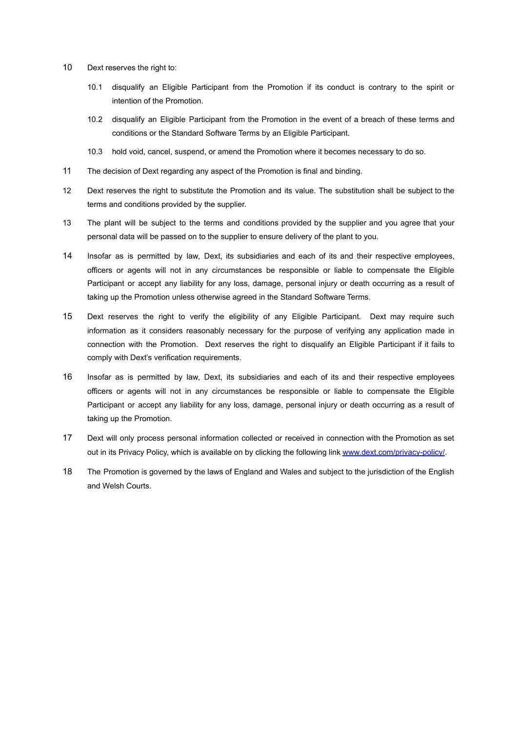10 Dext reserves the right to:

   10.1 disqualify an Eligible Participant from the Promotion if its conduct is contrary to the spirit or intention of the Promotion.

   10.2 disqualify an Eligible Participant from the Promotion in the event of a breach of these terms and conditions or the Standard Software Terms by an Eligible Participant.

   10.3 hold void, cancel, suspend, or amend the Promotion where it becomes necessary to do so.

11 The decision of Dext regarding any aspect of the Promotion is final and binding.

12 Dext reserves the right to substitute the Promotion and its value. The substitution shall be subject to the terms and conditions provided by the supplier.

13 The plant will be subject to the terms and conditions provided by the supplier and you agree that your personal data will be passed on to the supplier to ensure delivery of the plant to you.

14 Insofar as is permitted by law, Dext, its subsidiaries and each of its and their respective employees, officers or agents will not in any circumstances be responsible or liable to compensate the Eligible Participant or accept any liability for any loss, damage, personal injury or death occurring as a result of taking up the Promotion unless otherwise agreed in the Standard Software Terms.

15 Dext reserves the right to verify the eligibility of any Eligible Participant. Dext may require such information as it considers reasonably necessary for the purpose of verifying any application made in connection with the Promotion. Dext reserves the right to disqualify an Eligible Participant if it fails to comply with Dext's verification requirements.

16 Insofar as is permitted by law, Dext, its subsidiaries and each of its and their respective employees officers or agents will not in any circumstances be responsible or liable to compensate the Eligible Participant or accept any liability for any loss, damage, personal injury or death occurring as a result of taking up the Promotion.

17 Dext will only process personal information collected or received in connection with the Promotion as set out in its Privacy Policy, which is available on by clicking the following link [www.dext.com/privacy-policy/](www.dext.com/privacy-policy/).

18 The Promotion is governed by the laws of England and Wales and subject to the jurisdiction of the English and Welsh Courts.